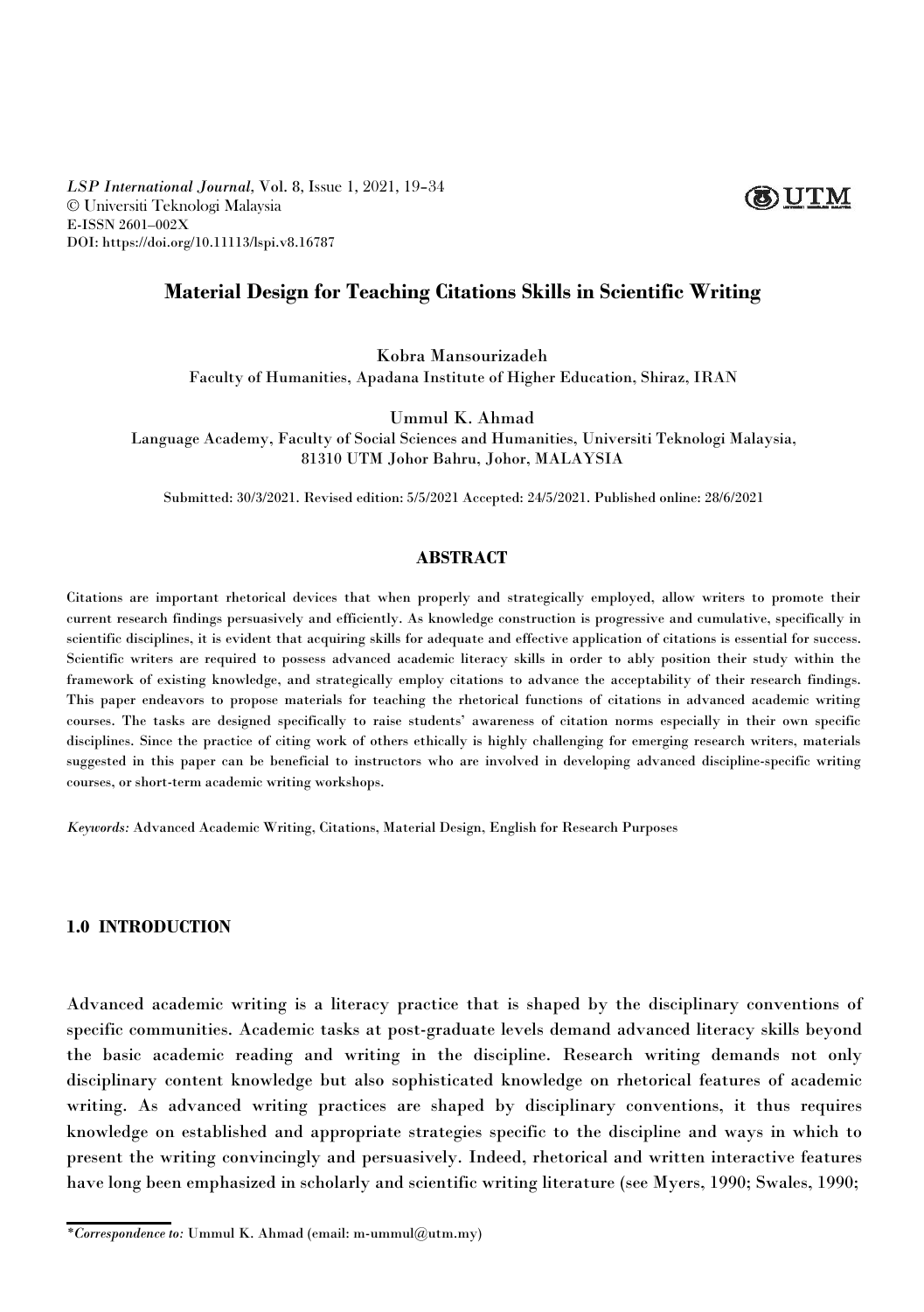LSP International Journal, Vol. 8, Issue 1, 2021, 19–34
© Universiti Teknologi Malaysia
E-ISSN 2601–002X
DOI: https://doi.org/10.11113/lspi.v8.16787

# Material Design for Teaching Citations Skills in Scientific Writing

Kobra Mansourizadeh
Faculty of Humanities, Apadana Institute of Higher Education, Shiraz, IRAN

Ummul K. Ahmad
Language Academy, Faculty of Social Sciences and Humanities, Universiti Teknologi Malaysia, 81310 UTM Johor Bahru, Johor, MALAYSIA

Submitted: 30/3/2021. Revised edition: 5/5/2021 Accepted: 24/5/2021. Published online: 28/6/2021

## ABSTRACT

Citations are important rhetorical devices that when properly and strategically employed, allow writers to promote their current research findings persuasively and efficiently. As knowledge construction is progressive and cumulative, specifically in scientific disciplines, it is evident that acquiring skills for adequate and effective application of citations is essential for success. Scientific writers are required to possess advanced academic literacy skills in order to ably position their study within the framework of existing knowledge, and strategically employ citations to advance the acceptability of their research findings. This paper endeavors to propose materials for teaching the rhetorical functions of citations in advanced academic writing courses. The tasks are designed specifically to raise students' awareness of citation norms especially in their own specific disciplines. Since the practice of citing work of others ethically is highly challenging for emerging research writers, materials suggested in this paper can be beneficial to instructors who are involved in developing advanced discipline-specific writing courses, or short-term academic writing workshops.

*Keywords:* Advanced Academic Writing, Citations, Material Design, English for Research Purposes

## 1.0 INTRODUCTION

Advanced academic writing is a literacy practice that is shaped by the disciplinary conventions of specific communities. Academic tasks at post-graduate levels demand advanced literacy skills beyond the basic academic reading and writing in the discipline. Research writing demands not only disciplinary content knowledge but also sophisticated knowledge on rhetorical features of academic writing. As advanced writing practices are shaped by disciplinary conventions, it thus requires knowledge on established and appropriate strategies specific to the discipline and ways in which to present the writing convincingly and persuasively. Indeed, rhetorical and written interactive features have long been emphasized in scholarly and scientific writing literature (see Myers, 1990; Swales, 1990;

*Correspondence to:* Ummul K. Ahmad (email: m-ummul@utm.my)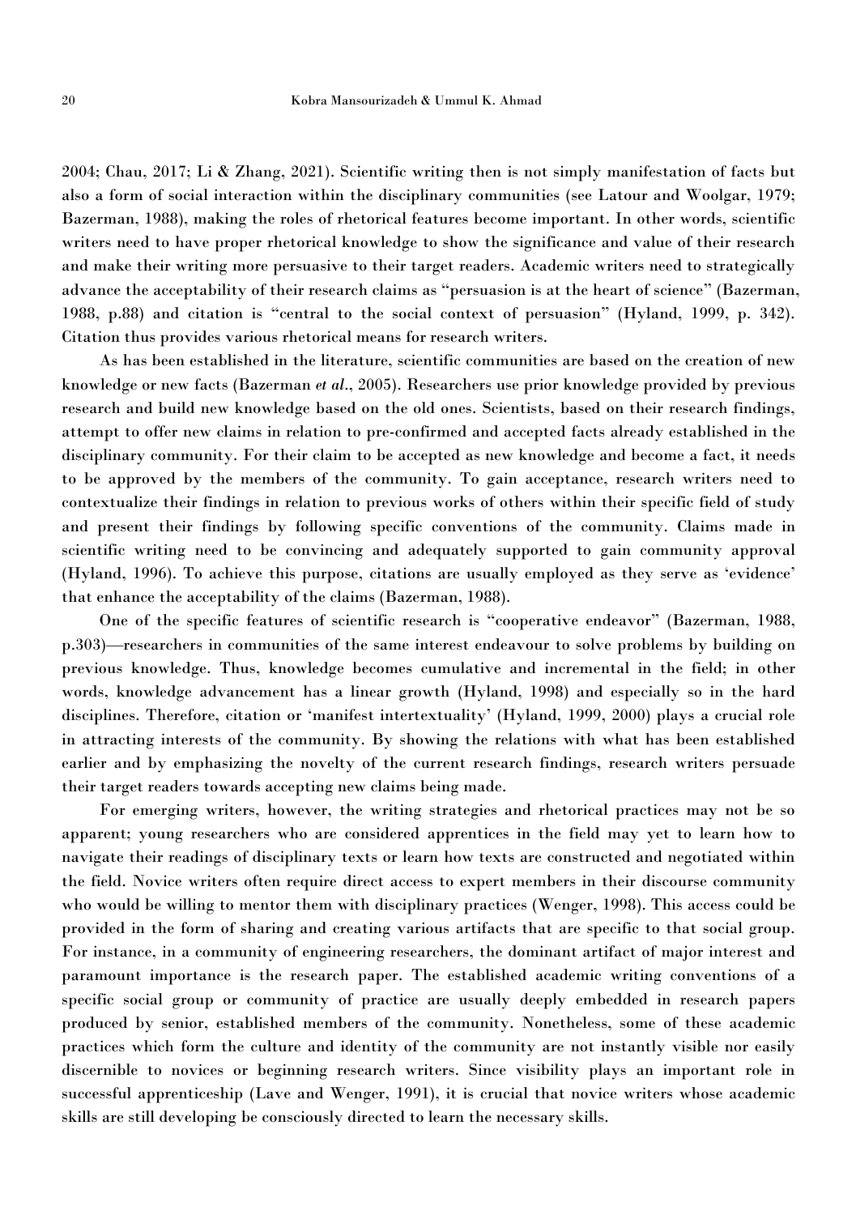2004; Chau, 2017; Li & Zhang, 2021). Scientific writing then is not simply manifestation of facts but also a form of social interaction within the disciplinary communities (see Latour and Woolgar, 1979; Bazerman, 1988), making the roles of rhetorical features become important. In other words, scientific writers need to have proper rhetorical knowledge to show the significance and value of their research and make their writing more persuasive to their target readers. Academic writers need to strategically advance the acceptability of their research claims as "persuasion is at the heart of science" (Bazerman, 1988, p.88) and citation is "central to the social context of persuasion" (Hyland, 1999, p. 342). Citation thus provides various rhetorical means for research writers.

As has been established in the literature, scientific communities are based on the creation of new knowledge or new facts (Bazerman *et al*., 2005). Researchers use prior knowledge provided by previous research and build new knowledge based on the old ones. Scientists, based on their research findings, attempt to offer new claims in relation to pre-confirmed and accepted facts already established in the disciplinary community. For their claim to be accepted as new knowledge and become a fact, it needs to be approved by the members of the community. To gain acceptance, research writers need to contextualize their findings in relation to previous works of others within their specific field of study and present their findings by following specific conventions of the community. Claims made in scientific writing need to be convincing and adequately supported to gain community approval (Hyland, 1996). To achieve this purpose, citations are usually employed as they serve as 'evidence' that enhance the acceptability of the claims (Bazerman, 1988).

One of the specific features of scientific research is "cooperative endeavor" (Bazerman, 1988, p.303)—researchers in communities of the same interest endeavour to solve problems by building on previous knowledge. Thus, knowledge becomes cumulative and incremental in the field; in other words, knowledge advancement has a linear growth (Hyland, 1998) and especially so in the hard disciplines. Therefore, citation or 'manifest intertextuality' (Hyland, 1999, 2000) plays a crucial role in attracting interests of the community. By showing the relations with what has been established earlier and by emphasizing the novelty of the current research findings, research writers persuade their target readers towards accepting new claims being made.

For emerging writers, however, the writing strategies and rhetorical practices may not be so apparent; young researchers who are considered apprentices in the field may yet to learn how to navigate their readings of disciplinary texts or learn how texts are constructed and negotiated within the field. Novice writers often require direct access to expert members in their discourse community who would be willing to mentor them with disciplinary practices (Wenger, 1998). This access could be provided in the form of sharing and creating various artifacts that are specific to that social group. For instance, in a community of engineering researchers, the dominant artifact of major interest and paramount importance is the research paper. The established academic writing conventions of a specific social group or community of practice are usually deeply embedded in research papers produced by senior, established members of the community. Nonetheless, some of these academic practices which form the culture and identity of the community are not instantly visible nor easily discernible to novices or beginning research writers. Since visibility plays an important role in successful apprenticeship (Lave and Wenger, 1991), it is crucial that novice writers whose academic skills are still developing be consciously directed to learn the necessary skills.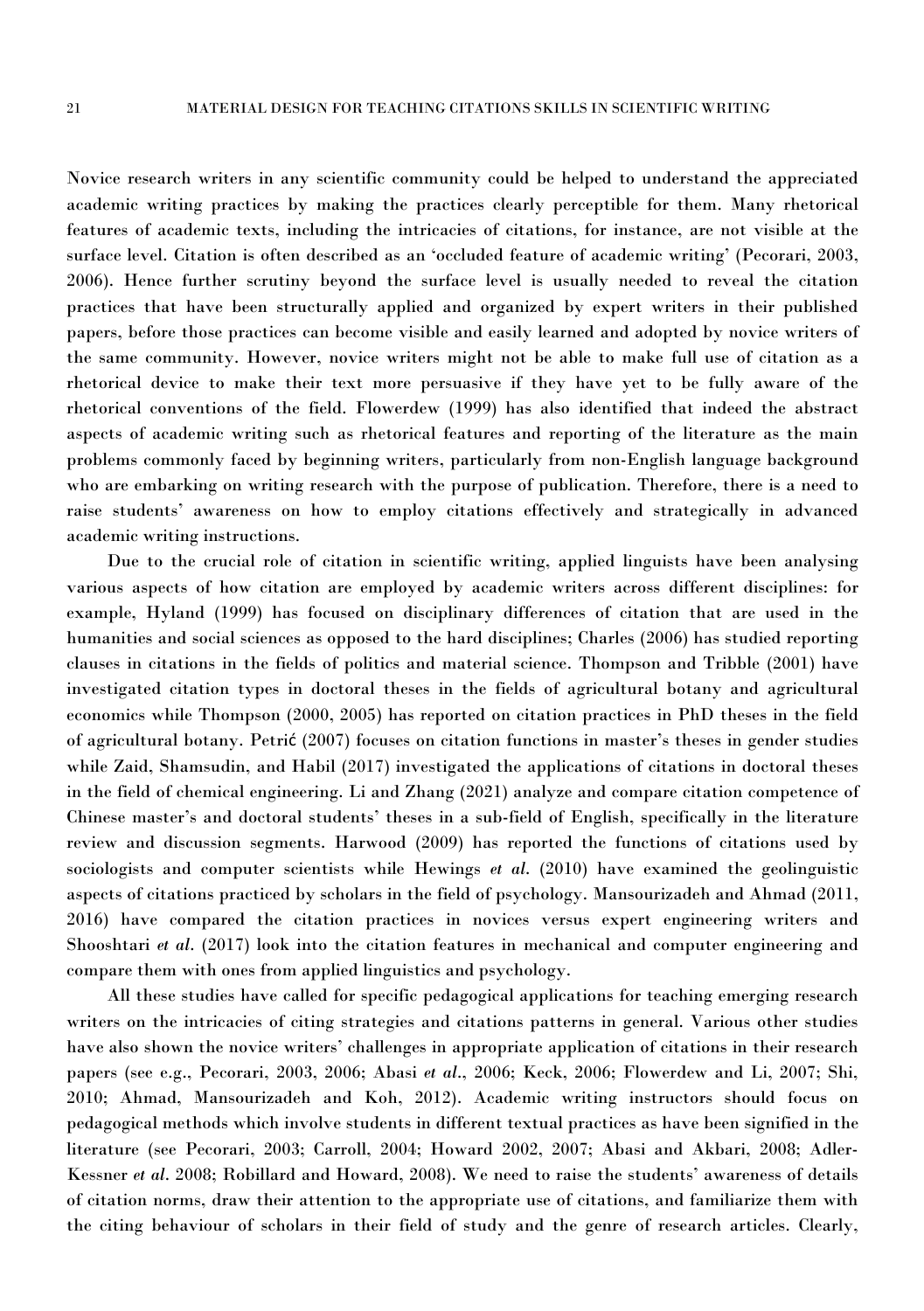Novice research writers in any scientific community could be helped to understand the appreciated academic writing practices by making the practices clearly perceptible for them. Many rhetorical features of academic texts, including the intricacies of citations, for instance, are not visible at the surface level. Citation is often described as an 'occluded feature of academic writing' (Pecorari, 2003, 2006). Hence further scrutiny beyond the surface level is usually needed to reveal the citation practices that have been structurally applied and organized by expert writers in their published papers, before those practices can become visible and easily learned and adopted by novice writers of the same community. However, novice writers might not be able to make full use of citation as a rhetorical device to make their text more persuasive if they have yet to be fully aware of the rhetorical conventions of the field. Flowerdew (1999) has also identified that indeed the abstract aspects of academic writing such as rhetorical features and reporting of the literature as the main problems commonly faced by beginning writers, particularly from non-English language background who are embarking on writing research with the purpose of publication. Therefore, there is a need to raise students' awareness on how to employ citations effectively and strategically in advanced academic writing instructions.

Due to the crucial role of citation in scientific writing, applied linguists have been analysing various aspects of how citation are employed by academic writers across different disciplines: for example, Hyland (1999) has focused on disciplinary differences of citation that are used in the humanities and social sciences as opposed to the hard disciplines; Charles (2006) has studied reporting clauses in citations in the fields of politics and material science. Thompson and Tribble (2001) have investigated citation types in doctoral theses in the fields of agricultural botany and agricultural economics while Thompson (2000, 2005) has reported on citation practices in PhD theses in the field of agricultural botany. Petrić (2007) focuses on citation functions in master's theses in gender studies while Zaid, Shamsudin, and Habil (2017) investigated the applications of citations in doctoral theses in the field of chemical engineering. Li and Zhang (2021) analyze and compare citation competence of Chinese master's and doctoral students' theses in a sub-field of English, specifically in the literature review and discussion segments. Harwood (2009) has reported the functions of citations used by sociologists and computer scientists while Hewings *et al.* (2010) have examined the geolinguistic aspects of citations practiced by scholars in the field of psychology. Mansourizadeh and Ahmad (2011, 2016) have compared the citation practices in novices versus expert engineering writers and Shooshtari *et al.* (2017) look into the citation features in mechanical and computer engineering and compare them with ones from applied linguistics and psychology.

All these studies have called for specific pedagogical applications for teaching emerging research writers on the intricacies of citing strategies and citations patterns in general. Various other studies have also shown the novice writers' challenges in appropriate application of citations in their research papers (see e.g., Pecorari, 2003, 2006; Abasi *et al.*, 2006; Keck, 2006; Flowerdew and Li, 2007; Shi, 2010; Ahmad, Mansourizadeh and Koh, 2012). Academic writing instructors should focus on pedagogical methods which involve students in different textual practices as have been signified in the literature (see Pecorari, 2003; Carroll, 2004; Howard 2002, 2007; Abasi and Akbari, 2008; Adler-Kessner *et al.* 2008; Robillard and Howard, 2008). We need to raise the students' awareness of details of citation norms, draw their attention to the appropriate use of citations, and familiarize them with the citing behaviour of scholars in their field of study and the genre of research articles. Clearly,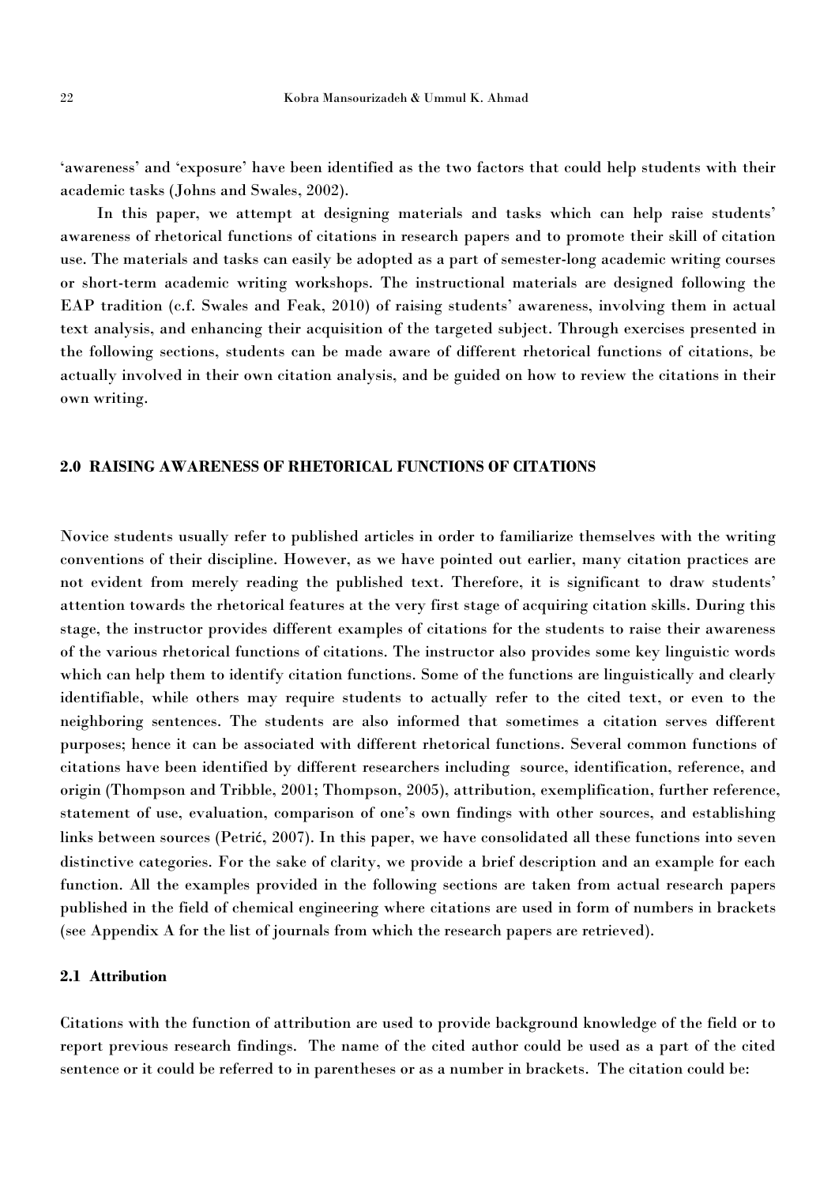'awareness' and 'exposure' have been identified as the two factors that could help students with their academic tasks (Johns and Swales, 2002).

In this paper, we attempt at designing materials and tasks which can help raise students' awareness of rhetorical functions of citations in research papers and to promote their skill of citation use. The materials and tasks can easily be adopted as a part of semester-long academic writing courses or short-term academic writing workshops. The instructional materials are designed following the EAP tradition (c.f. Swales and Feak, 2010) of raising students' awareness, involving them in actual text analysis, and enhancing their acquisition of the targeted subject. Through exercises presented in the following sections, students can be made aware of different rhetorical functions of citations, be actually involved in their own citation analysis, and be guided on how to review the citations in their own writing.

## 2.0 RAISING AWARENESS OF RHETORICAL FUNCTIONS OF CITATIONS

Novice students usually refer to published articles in order to familiarize themselves with the writing conventions of their discipline. However, as we have pointed out earlier, many citation practices are not evident from merely reading the published text. Therefore, it is significant to draw students' attention towards the rhetorical features at the very first stage of acquiring citation skills. During this stage, the instructor provides different examples of citations for the students to raise their awareness of the various rhetorical functions of citations. The instructor also provides some key linguistic words which can help them to identify citation functions. Some of the functions are linguistically and clearly identifiable, while others may require students to actually refer to the cited text, or even to the neighboring sentences. The students are also informed that sometimes a citation serves different purposes; hence it can be associated with different rhetorical functions. Several common functions of citations have been identified by different researchers including source, identification, reference, and origin (Thompson and Tribble, 2001; Thompson, 2005), attribution, exemplification, further reference, statement of use, evaluation, comparison of one's own findings with other sources, and establishing links between sources (Petrić, 2007). In this paper, we have consolidated all these functions into seven distinctive categories. For the sake of clarity, we provide a brief description and an example for each function. All the examples provided in the following sections are taken from actual research papers published in the field of chemical engineering where citations are used in form of numbers in brackets (see Appendix A for the list of journals from which the research papers are retrieved).

### 2.1 Attribution

Citations with the function of attribution are used to provide background knowledge of the field or to report previous research findings. The name of the cited author could be used as a part of the cited sentence or it could be referred to in parentheses or as a number in brackets. The citation could be: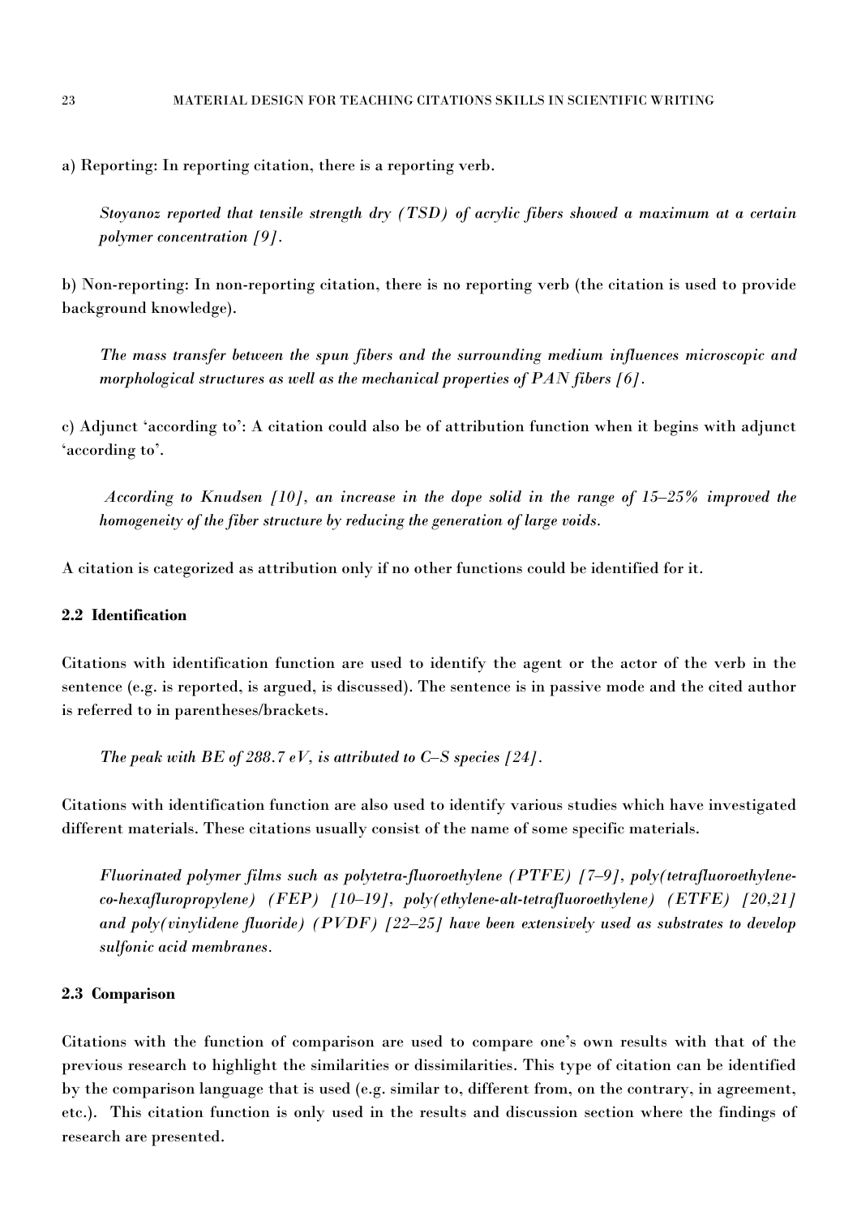a) Reporting: In reporting citation, there is a reporting verb.

> *Stoyanoz reported that tensile strength dry (TSD) of acrylic fibers showed a maximum at a certain polymer concentration [9].*

b) Non-reporting: In non-reporting citation, there is no reporting verb (the citation is used to provide background knowledge).

> *The mass transfer between the spun fibers and the surrounding medium influences microscopic and morphological structures as well as the mechanical properties of PAN fibers [6].*

c) Adjunct 'according to': A citation could also be of attribution function when it begins with adjunct 'according to'.

> *According to Knudsen [10], an increase in the dope solid in the range of 15–25% improved the homogeneity of the fiber structure by reducing the generation of large voids.*

A citation is categorized as attribution only if no other functions could be identified for it.

### 2.2 Identification

Citations with identification function are used to identify the agent or the actor of the verb in the sentence (e.g. is reported, is argued, is discussed). The sentence is in passive mode and the cited author is referred to in parentheses/brackets.

> *The peak with BE of 288.7 eV, is attributed to C–S species [24].*

Citations with identification function are also used to identify various studies which have investigated different materials. These citations usually consist of the name of some specific materials.

> *Fluorinated polymer films such as polytetra-fluoroethylene (PTFE) [7–9], poly(tetrafluoroethylene-co-hexaflurorpropylene) (FEP) [10–19], poly(ethylene-alt-tetrafluoroethylene) (ETFE) [20,21] and poly(vinylidene fluoride) (PVDF) [22–25] have been extensively used as substrates to develop sulfonic acid membranes.*

### 2.3 Comparison

Citations with the function of comparison are used to compare one's own results with that of the previous research to highlight the similarities or dissimilarities. This type of citation can be identified by the comparison language that is used (e.g. similar to, different from, on the contrary, in agreement, etc.). This citation function is only used in the results and discussion section where the findings of research are presented.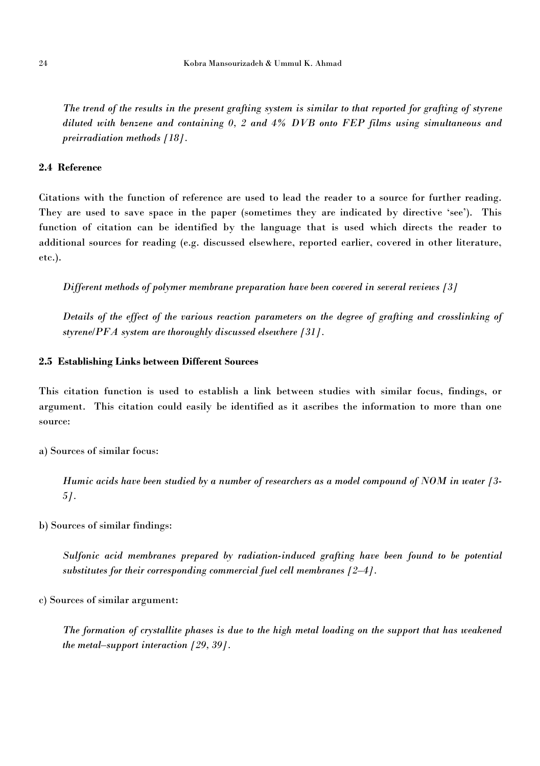*The trend of the results in the present grafting system is similar to that reported for grafting of styrene diluted with benzene and containing 0, 2 and 4% DVB onto FEP films using simultaneous and preirradiation methods [18].*

### 2.4 Reference

Citations with the function of reference are used to lead the reader to a source for further reading. They are used to save space in the paper (sometimes they are indicated by directive 'see'). This function of citation can be identified by the language that is used which directs the reader to additional sources for reading (e.g. discussed elsewhere, reported earlier, covered in other literature, etc.).

*Different methods of polymer membrane preparation have been covered in several reviews [3]*

*Details of the effect of the various reaction parameters on the degree of grafting and crosslinking of styrene/PFA system are thoroughly discussed elsewhere [31].*

### 2.5 Establishing Links between Different Sources

This citation function is used to establish a link between studies with similar focus, findings, or argument. This citation could easily be identified as it ascribes the information to more than one source:

a) Sources of similar focus:

*Humic acids have been studied by a number of researchers as a model compound of NOM in water [3-5].*

b) Sources of similar findings:

*Sulfonic acid membranes prepared by radiation-induced grafting have been found to be potential substitutes for their corresponding commercial fuel cell membranes [2–4].*

c) Sources of similar argument:

*The formation of crystallite phases is due to the high metal loading on the support that has weakened the metal–support interaction [29, 39].*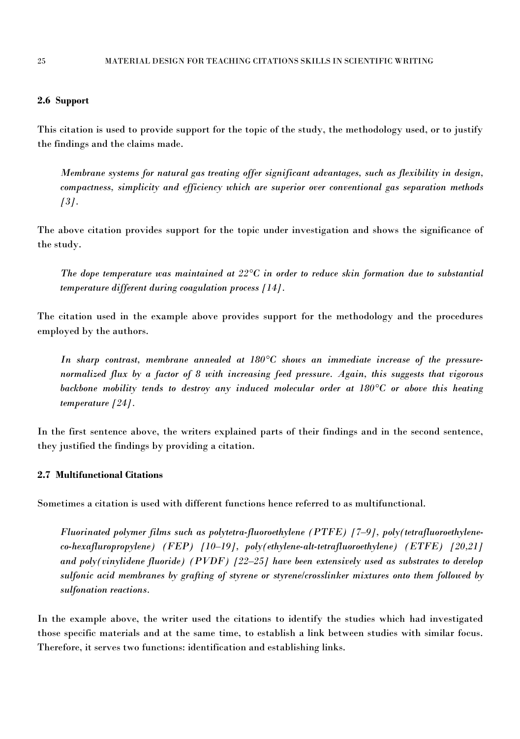### 2.6 Support

This citation is used to provide support for the topic of the study, the methodology used, or to justify the findings and the claims made.

> *Membrane systems for natural gas treating offer significant advantages, such as flexibility in design, compactness, simplicity and efficiency which are superior over conventional gas separation methods [3].*

The above citation provides support for the topic under investigation and shows the significance of the study.

> *The dope temperature was maintained at 22°C in order to reduce skin formation due to substantial temperature different during coagulation process [14].*

The citation used in the example above provides support for the methodology and the procedures employed by the authors.

> *In sharp contrast, membrane annealed at 180°C shows an immediate increase of the pressure-normalized flux by a factor of 8 with increasing feed pressure. Again, this suggests that vigorous backbone mobility tends to destroy any induced molecular order at 180°C or above this heating temperature [24].*

In the first sentence above, the writers explained parts of their findings and in the second sentence, they justified the findings by providing a citation.

### 2.7 Multifunctional Citations

Sometimes a citation is used with different functions hence referred to as multifunctional.

> *Fluorinated polymer films such as polytetra-fluoroethylene (PTFE) [7–9], poly(tetrafluoroethylene-co-hexaflurorpropylene) (FEP) [10–19], poly(ethylene-alt-tetrafluoroethylene) (ETFE) [20,21] and poly(vinylidene fluoride) (PVDF) [22–25] have been extensively used as substrates to develop sulfonic acid membranes by grafting of styrene or styrene/crosslinker mixtures onto them followed by sulfonation reactions.*

In the example above, the writer used the citations to identify the studies which had investigated those specific materials and at the same time, to establish a link between studies with similar focus. Therefore, it serves two functions: identification and establishing links.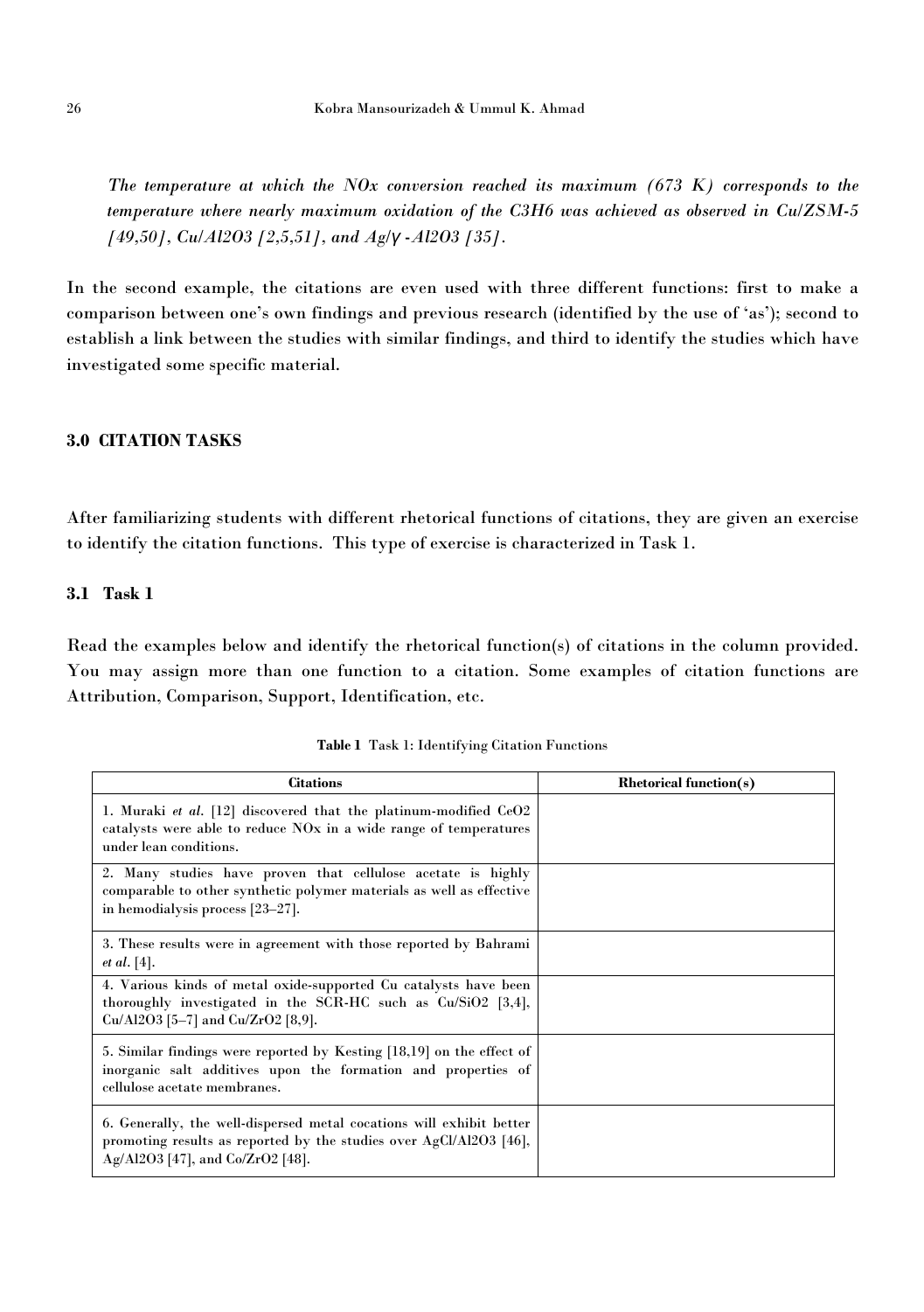*The temperature at which the NOx conversion reached its maximum (673 K) corresponds to the temperature where nearly maximum oxidation of the $C_3H_6$ was achieved as observed in Cu/ZSM-5 [49,50], Cu/$Al_2O_3$ [2,5,51], and Ag/γ-$Al_2O_3$ [35].*

In the second example, the citations are even used with three different functions: first to make a comparison between one's own findings and previous research (identified by the use of 'as'); second to establish a link between the studies with similar findings, and third to identify the studies which have investigated some specific material.

## 3.0 CITATION TASKS

After familiarizing students with different rhetorical functions of citations, they are given an exercise to identify the citation functions. This type of exercise is characterized in Task 1.

### 3.1 Task 1

Read the examples below and identify the rhetorical function(s) of citations in the column provided. You may assign more than one function to a citation. Some examples of citation functions are Attribution, Comparison, Support, Identification, etc.

**Table 1** Task 1: Identifying Citation Functions

| Citations | Rhetorical function(s) |
|---|---|
| 1. Muraki *et al.* [12] discovered that the platinum-modified $CeO_2$ catalysts were able to reduce NOx in a wide range of temperatures under lean conditions. | |
| 2. Many studies have proven that cellulose acetate is highly comparable to other synthetic polymer materials as well as effective in hemodialysis process [23–27]. | |
| 3. These results were in agreement with those reported by Bahrami *et al.* [4]. | |
| 4. Various kinds of metal oxide-supported Cu catalysts have been thoroughly investigated in the SCR-HC such as Cu/$SiO_2$ [3,4], Cu/$Al_2O_3$ [5–7] and Cu/$ZrO_2$ [8,9]. | |
| 5. Similar findings were reported by Kesting [18,19] on the effect of inorganic salt additives upon the formation and properties of cellulose acetate membranes. | |
| 6. Generally, the well-dispersed metal cocations will exhibit better promoting results as reported by the studies over AgCl/$Al_2O_3$ [46], Ag/$Al_2O_3$ [47], and Co/$ZrO_2$ [48]. | |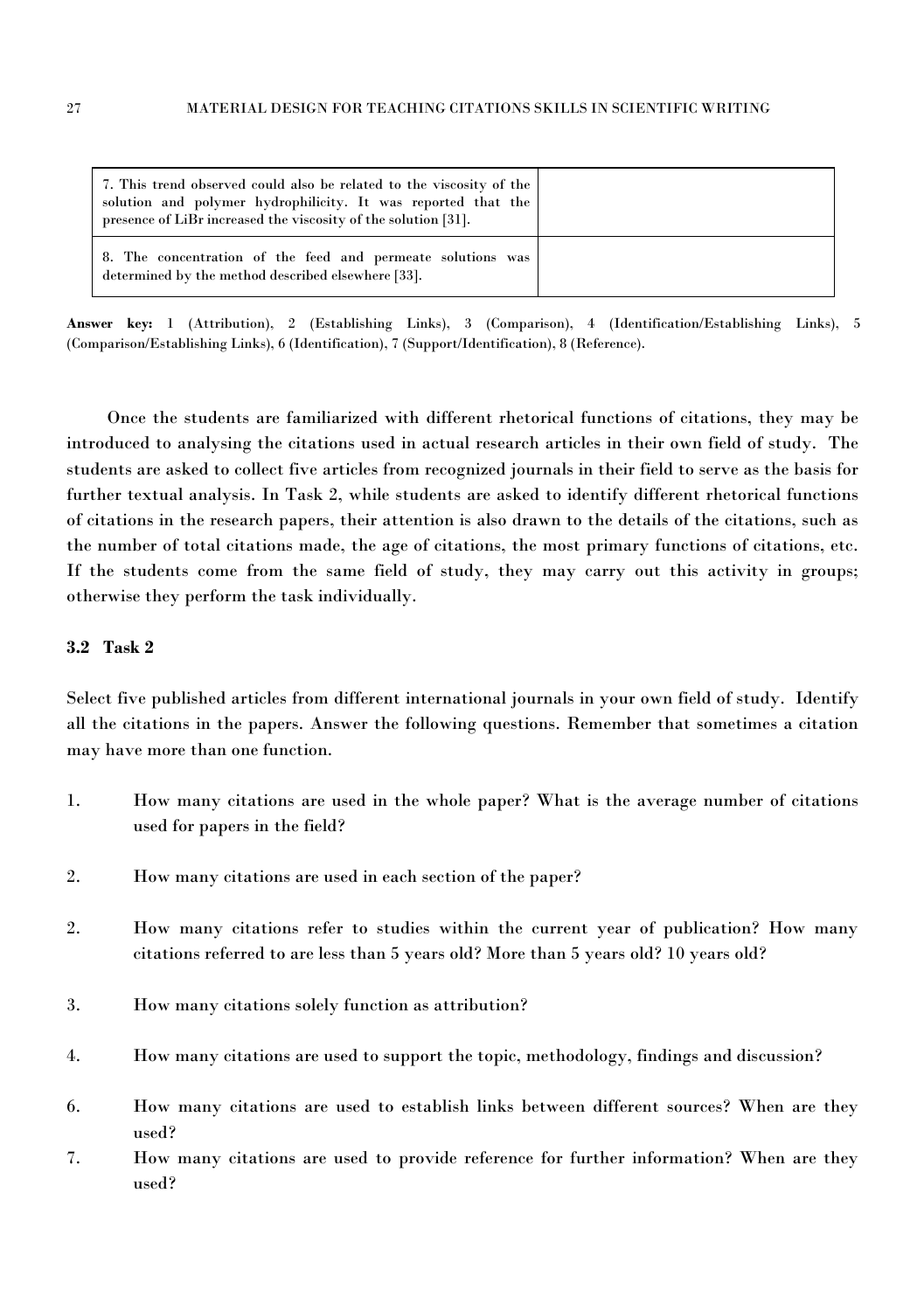| | |
|---|---|
| 7. This trend observed could also be related to the viscosity of the solution and polymer hydrophilicity. It was reported that the presence of LiBr increased the viscosity of the solution [31]. | |
| 8. The concentration of the feed and permeate solutions was determined by the method described elsewhere [33]. | |

**Answer key:** 1 (Attribution), 2 (Establishing Links), 3 (Comparison), 4 (Identification/Establishing Links), 5 (Comparison/Establishing Links), 6 (Identification), 7 (Support/Identification), 8 (Reference).

Once the students are familiarized with different rhetorical functions of citations, they may be introduced to analysing the citations used in actual research articles in their own field of study. The students are asked to collect five articles from recognized journals in their field to serve as the basis for further textual analysis. In Task 2, while students are asked to identify different rhetorical functions of citations in the research papers, their attention is also drawn to the details of the citations, such as the number of total citations made, the age of citations, the most primary functions of citations, etc. If the students come from the same field of study, they may carry out this activity in groups; otherwise they perform the task individually.

### 3.2 Task 2

Select five published articles from different international journals in your own field of study. Identify all the citations in the papers. Answer the following questions. Remember that sometimes a citation may have more than one function.

1. How many citations are used in the whole paper? What is the average number of citations used for papers in the field?

2. How many citations are used in each section of the paper?

2. How many citations refer to studies within the current year of publication? How many citations referred to are less than 5 years old? More than 5 years old? 10 years old?

3. How many citations solely function as attribution?

4. How many citations are used to support the topic, methodology, findings and discussion?

6. How many citations are used to establish links between different sources? When are they used?

7. How many citations are used to provide reference for further information? When are they used?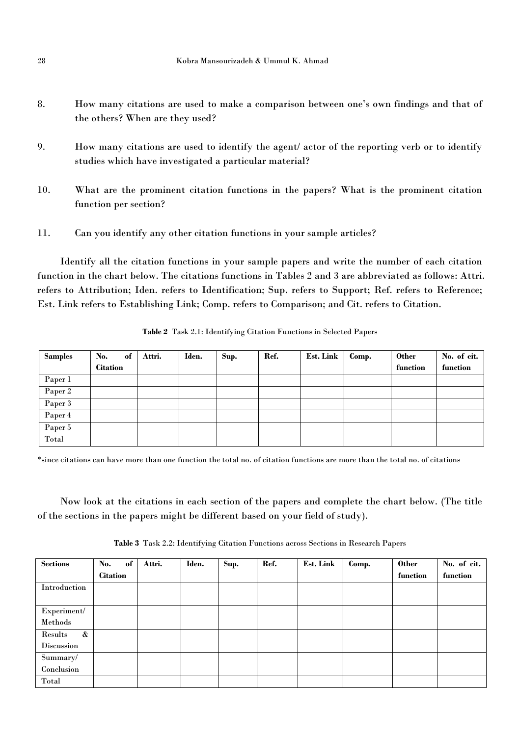8. How many citations are used to make a comparison between one's own findings and that of the others? When are they used?

9. How many citations are used to identify the agent/ actor of the reporting verb or to identify studies which have investigated a particular material?

10. What are the prominent citation functions in the papers? What is the prominent citation function per section?

11. Can you identify any other citation functions in your sample articles?

Identify all the citation functions in your sample papers and write the number of each citation function in the chart below. The citations functions in Tables 2 and 3 are abbreviated as follows: Attri. refers to Attribution; Iden. refers to Identification; Sup. refers to Support; Ref. refers to Reference; Est. Link refers to Establishing Link; Comp. refers to Comparison; and Cit. refers to Citation.

**Table 2** Task 2.1: Identifying Citation Functions in Selected Papers

| Samples | No. of Citation | Attri. | Iden. | Sup. | Ref. | Est. Link | Comp. | Other function | No. of cit. function |
|---|---|---|---|---|---|---|---|---|---|
| Paper 1 | | | | | | | | | |
| Paper 2 | | | | | | | | | |
| Paper 3 | | | | | | | | | |
| Paper 4 | | | | | | | | | |
| Paper 5 | | | | | | | | | |
| Total | | | | | | | | | |

*since citations can have more than one function the total no. of citation functions are more than the total no. of citations

Now look at the citations in each section of the papers and complete the chart below. (The title of the sections in the papers might be different based on your field of study).

**Table 3** Task 2.2: Identifying Citation Functions across Sections in Research Papers

| Sections | No. of Citation | Attri. | Iden. | Sup. | Ref. | Est. Link | Comp. | Other function | No. of cit. function |
|---|---|---|---|---|---|---|---|---|---|
| Introduction | | | | | | | | | |
| Experiment/ Methods | | | | | | | | | |
| Results & Discussion | | | | | | | | | |
| Summary/ Conclusion | | | | | | | | | |
| Total | | | | | | | | | |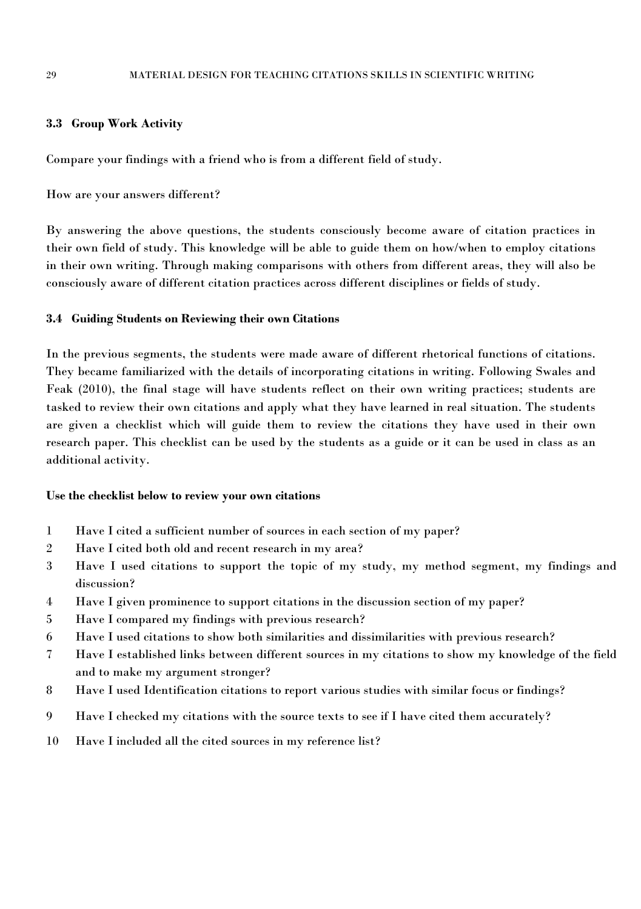### 3.3 Group Work Activity

Compare your findings with a friend who is from a different field of study.

How are your answers different?

By answering the above questions, the students consciously become aware of citation practices in their own field of study. This knowledge will be able to guide them on how/when to employ citations in their own writing. Through making comparisons with others from different areas, they will also be consciously aware of different citation practices across different disciplines or fields of study.

### 3.4 Guiding Students on Reviewing their own Citations

In the previous segments, the students were made aware of different rhetorical functions of citations. They became familiarized with the details of incorporating citations in writing. Following Swales and Feak (2010), the final stage will have students reflect on their own writing practices; students are tasked to review their own citations and apply what they have learned in real situation. The students are given a checklist which will guide them to review the citations they have used in their own research paper. This checklist can be used by the students as a guide or it can be used in class as an additional activity.

**Use the checklist below to review your own citations**

1. Have I cited a sufficient number of sources in each section of my paper?
2. Have I cited both old and recent research in my area?
3. Have I used citations to support the topic of my study, my method segment, my findings and discussion?
4. Have I given prominence to support citations in the discussion section of my paper?
5. Have I compared my findings with previous research?
6. Have I used citations to show both similarities and dissimilarities with previous research?
7. Have I established links between different sources in my citations to show my knowledge of the field and to make my argument stronger?
8. Have I used Identification citations to report various studies with similar focus or findings?
9. Have I checked my citations with the source texts to see if I have cited them accurately?
10. Have I included all the cited sources in my reference list?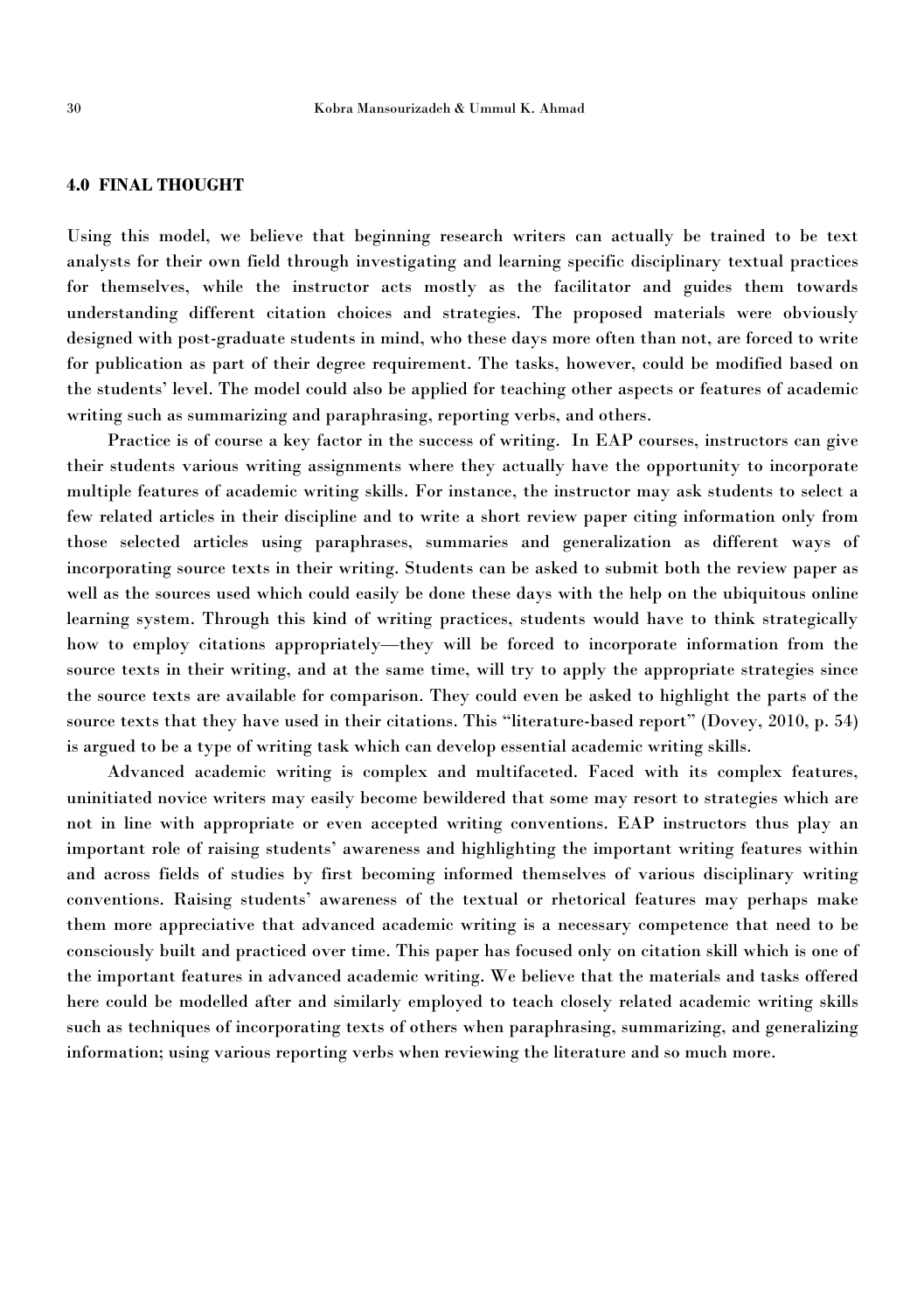## 4.0 FINAL THOUGHT

Using this model, we believe that beginning research writers can actually be trained to be text analysts for their own field through investigating and learning specific disciplinary textual practices for themselves, while the instructor acts mostly as the facilitator and guides them towards understanding different citation choices and strategies. The proposed materials were obviously designed with post-graduate students in mind, who these days more often than not, are forced to write for publication as part of their degree requirement. The tasks, however, could be modified based on the students' level. The model could also be applied for teaching other aspects or features of academic writing such as summarizing and paraphrasing, reporting verbs, and others.

Practice is of course a key factor in the success of writing. In EAP courses, instructors can give their students various writing assignments where they actually have the opportunity to incorporate multiple features of academic writing skills. For instance, the instructor may ask students to select a few related articles in their discipline and to write a short review paper citing information only from those selected articles using paraphrases, summaries and generalization as different ways of incorporating source texts in their writing. Students can be asked to submit both the review paper as well as the sources used which could easily be done these days with the help on the ubiquitous online learning system. Through this kind of writing practices, students would have to think strategically how to employ citations appropriately—they will be forced to incorporate information from the source texts in their writing, and at the same time, will try to apply the appropriate strategies since the source texts are available for comparison. They could even be asked to highlight the parts of the source texts that they have used in their citations. This "literature-based report" (Dovey, 2010, p. 54) is argued to be a type of writing task which can develop essential academic writing skills.

Advanced academic writing is complex and multifaceted. Faced with its complex features, uninitiated novice writers may easily become bewildered that some may resort to strategies which are not in line with appropriate or even accepted writing conventions. EAP instructors thus play an important role of raising students' awareness and highlighting the important writing features within and across fields of studies by first becoming informed themselves of various disciplinary writing conventions. Raising students' awareness of the textual or rhetorical features may perhaps make them more appreciative that advanced academic writing is a necessary competence that need to be consciously built and practiced over time. This paper has focused only on citation skill which is one of the important features in advanced academic writing. We believe that the materials and tasks offered here could be modelled after and similarly employed to teach closely related academic writing skills such as techniques of incorporating texts of others when paraphrasing, summarizing, and generalizing information; using various reporting verbs when reviewing the literature and so much more.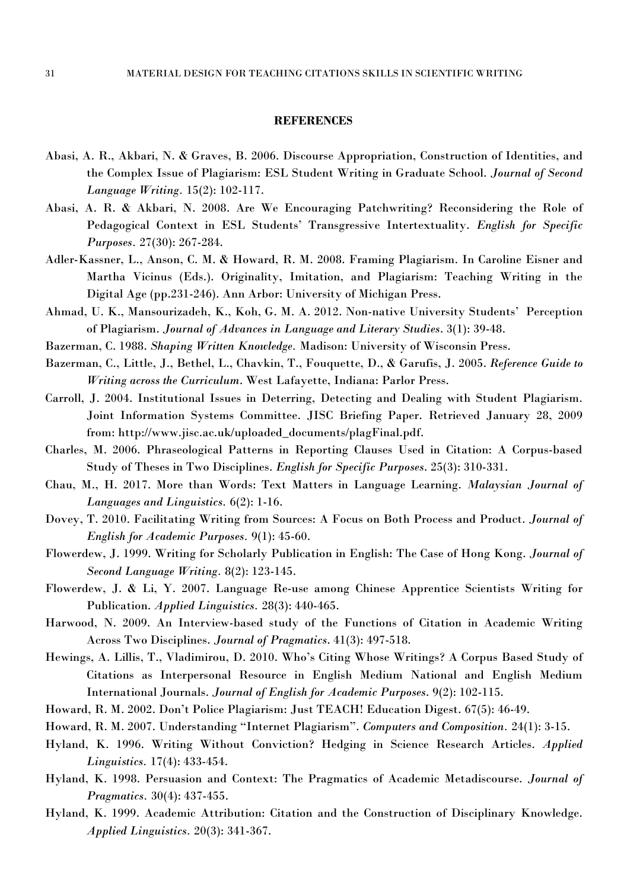## REFERENCES

Abasi, A. R., Akbari, N. & Graves, B. 2006. Discourse Appropriation, Construction of Identities, and the Complex Issue of Plagiarism: ESL Student Writing in Graduate School. *Journal of Second Language Writing*. 15(2): 102-117.

Abasi, A. R. & Akbari, N. 2008. Are We Encouraging Patchwriting? Reconsidering the Role of Pedagogical Context in ESL Students' Transgressive Intertextuality. *English for Specific Purposes*. 27(30): 267-284.

Adler-Kassner, L., Anson, C. M. & Howard, R. M. 2008. Framing Plagiarism. In Caroline Eisner and Martha Vicinus (Eds.). Originality, Imitation, and Plagiarism: Teaching Writing in the Digital Age (pp.231-246). Ann Arbor: University of Michigan Press.

Ahmad, U. K., Mansourizadeh, K., Koh, G. M. A. 2012. Non-native University Students' Perception of Plagiarism. *Journal of Advances in Language and Literary Studies*. 3(1): 39-48.

Bazerman, C. 1988. *Shaping Written Knowledge*. Madison: University of Wisconsin Press.

Bazerman, C., Little, J., Bethel, L., Chavkin, T., Fouquette, D., & Garufis, J. 2005. *Reference Guide to Writing across the Curriculum*. West Lafayette, Indiana: Parlor Press.

Carroll, J. 2004. Institutional Issues in Deterring, Detecting and Dealing with Student Plagiarism. Joint Information Systems Committee. JISC Briefing Paper. Retrieved January 28, 2009 from: http://www.jisc.ac.uk/uploaded_documents/plagFinal.pdf.

Charles, M. 2006. Phraseological Patterns in Reporting Clauses Used in Citation: A Corpus-based Study of Theses in Two Disciplines. *English for Specific Purposes*. 25(3): 310-331.

Chau, M., H. 2017. More than Words: Text Matters in Language Learning. *Malaysian Journal of Languages and Linguistics*. 6(2): 1-16.

Dovey, T. 2010. Facilitating Writing from Sources: A Focus on Both Process and Product. *Journal of English for Academic Purposes*. 9(1): 45-60.

Flowerdew, J. 1999. Writing for Scholarly Publication in English: The Case of Hong Kong. *Journal of Second Language Writing*. 8(2): 123-145.

Flowerdew, J. & Li, Y. 2007. Language Re-use among Chinese Apprentice Scientists Writing for Publication. *Applied Linguistics*. 28(3): 440-465.

Harwood, N. 2009. An Interview-based study of the Functions of Citation in Academic Writing Across Two Disciplines. *Journal of Pragmatics*. 41(3): 497-518.

Hewings, A. Lillis, T., Vladimirou, D. 2010. Who's Citing Whose Writings? A Corpus Based Study of Citations as Interpersonal Resource in English Medium National and English Medium International Journals. *Journal of English for Academic Purposes*. 9(2): 102-115.

Howard, R. M. 2002. Don't Police Plagiarism: Just TEACH! Education Digest. 67(5): 46-49.

Howard, R. M. 2007. Understanding "Internet Plagiarism". *Computers and Composition*. 24(1): 3-15.

Hyland, K. 1996. Writing Without Conviction? Hedging in Science Research Articles. *Applied Linguistics*. 17(4): 433-454.

Hyland, K. 1998. Persuasion and Context: The Pragmatics of Academic Metadiscourse. *Journal of Pragmatics*. 30(4): 437-455.

Hyland, K. 1999. Academic Attribution: Citation and the Construction of Disciplinary Knowledge. *Applied Linguistics*. 20(3): 341-367.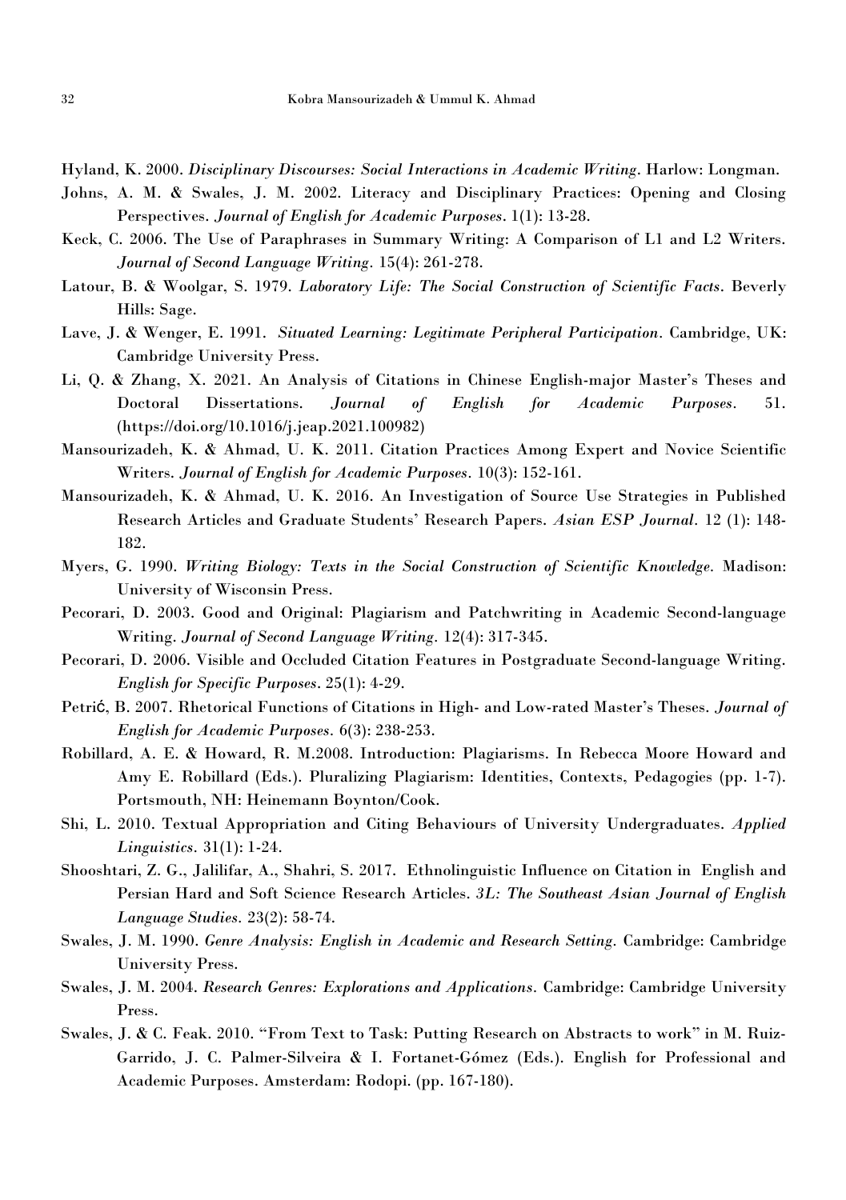Hyland, K. 2000. *Disciplinary Discourses: Social Interactions in Academic Writing*. Harlow: Longman.

Johns, A. M. & Swales, J. M. 2002. Literacy and Disciplinary Practices: Opening and Closing Perspectives. *Journal of English for Academic Purposes*. 1(1): 13-28.

Keck, C. 2006. The Use of Paraphrases in Summary Writing: A Comparison of L1 and L2 Writers. *Journal of Second Language Writing*. 15(4): 261-278.

Latour, B. & Woolgar, S. 1979. *Laboratory Life: The Social Construction of Scientific Facts*. Beverly Hills: Sage.

Lave, J. & Wenger, E. 1991. *Situated Learning: Legitimate Peripheral Participation*. Cambridge, UK: Cambridge University Press.

Li, Q. & Zhang, X. 2021. An Analysis of Citations in Chinese English-major Master's Theses and Doctoral Dissertations. *Journal of English for Academic Purposes*. 51. (https://doi.org/10.1016/j.jeap.2021.100982)

Mansourizadeh, K. & Ahmad, U. K. 2011. Citation Practices Among Expert and Novice Scientific Writers. *Journal of English for Academic Purposes*. 10(3): 152-161.

Mansourizadeh, K. & Ahmad, U. K. 2016. An Investigation of Source Use Strategies in Published Research Articles and Graduate Students' Research Papers. *Asian ESP Journal*. 12 (1): 148-182.

Myers, G. 1990. *Writing Biology: Texts in the Social Construction of Scientific Knowledge*. Madison: University of Wisconsin Press.

Pecorari, D. 2003. Good and Original: Plagiarism and Patchwriting in Academic Second-language Writing. *Journal of Second Language Writing*. 12(4): 317-345.

Pecorari, D. 2006. Visible and Occluded Citation Features in Postgraduate Second-language Writing. *English for Specific Purposes*. 25(1): 4-29.

Petrić, B. 2007. Rhetorical Functions of Citations in High- and Low-rated Master's Theses. *Journal of English for Academic Purposes*. 6(3): 238-253.

Robillard, A. E. & Howard, R. M.2008. Introduction: Plagiarisms. In Rebecca Moore Howard and Amy E. Robillard (Eds.). Pluralizing Plagiarism: Identities, Contexts, Pedagogies (pp. 1-7). Portsmouth, NH: Heinemann Boynton/Cook.

Shi, L. 2010. Textual Appropriation and Citing Behaviours of University Undergraduates. *Applied Linguistics*. 31(1): 1-24.

Shooshtari, Z. G., Jalilifar, A., Shahri, S. 2017. Ethnolinguistic Influence on Citation in English and Persian Hard and Soft Science Research Articles. *3L: The Southeast Asian Journal of English Language Studies*. 23(2): 58-74.

Swales, J. M. 1990. *Genre Analysis: English in Academic and Research Setting*. Cambridge: Cambridge University Press.

Swales, J. M. 2004. *Research Genres: Explorations and Applications*. Cambridge: Cambridge University Press.

Swales, J. & C. Feak. 2010. "From Text to Task: Putting Research on Abstracts to work" in M. Ruiz-Garrido, J. C. Palmer-Silveira & I. Fortanet-Gómez (Eds.). English for Professional and Academic Purposes. Amsterdam: Rodopi. (pp. 167-180).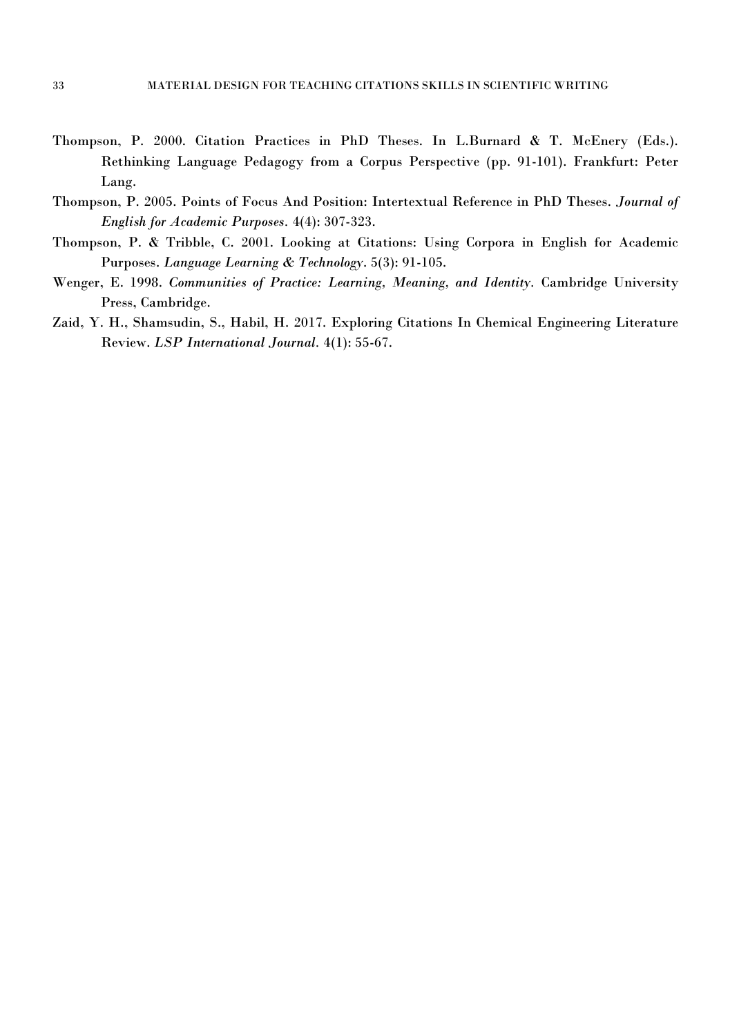Thompson, P. 2000. Citation Practices in PhD Theses. In L.Burnard & T. McEnery (Eds.). Rethinking Language Pedagogy from a Corpus Perspective (pp. 91-101). Frankfurt: Peter Lang.

Thompson, P. 2005. Points of Focus And Position: Intertextual Reference in PhD Theses. *Journal of English for Academic Purposes*. 4(4): 307-323.

Thompson, P. & Tribble, C. 2001. Looking at Citations: Using Corpora in English for Academic Purposes. *Language Learning & Technology*. 5(3): 91-105.

Wenger, E. 1998. *Communities of Practice: Learning, Meaning, and Identity*. Cambridge University Press, Cambridge.

Zaid, Y. H., Shamsudin, S., Habil, H. 2017. Exploring Citations In Chemical Engineering Literature Review. *LSP International Journal*. 4(1): 55-67.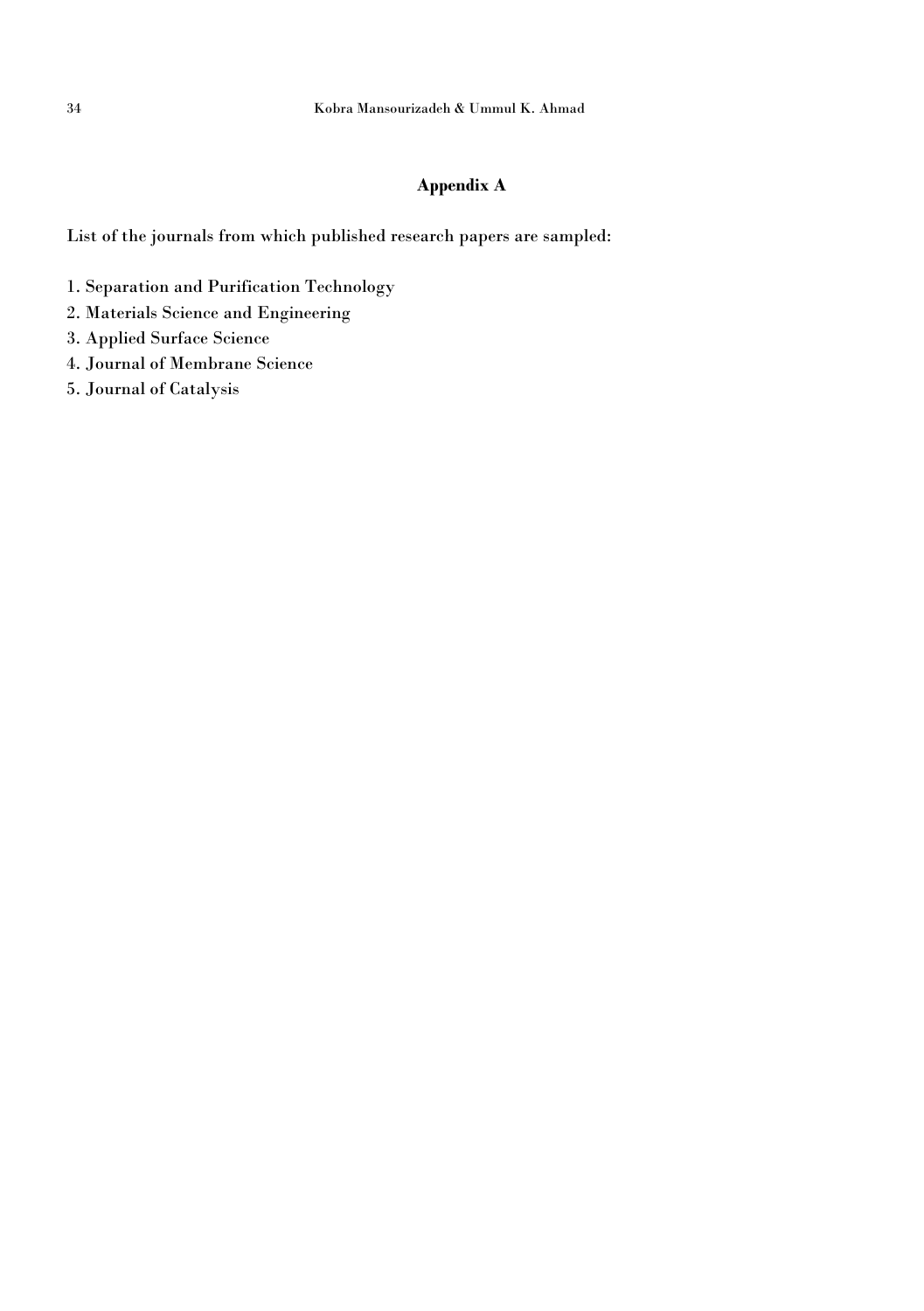## Appendix A

List of the journals from which published research papers are sampled:

1. Separation and Purification Technology
2. Materials Science and Engineering
3. Applied Surface Science
4. Journal of Membrane Science
5. Journal of Catalysis